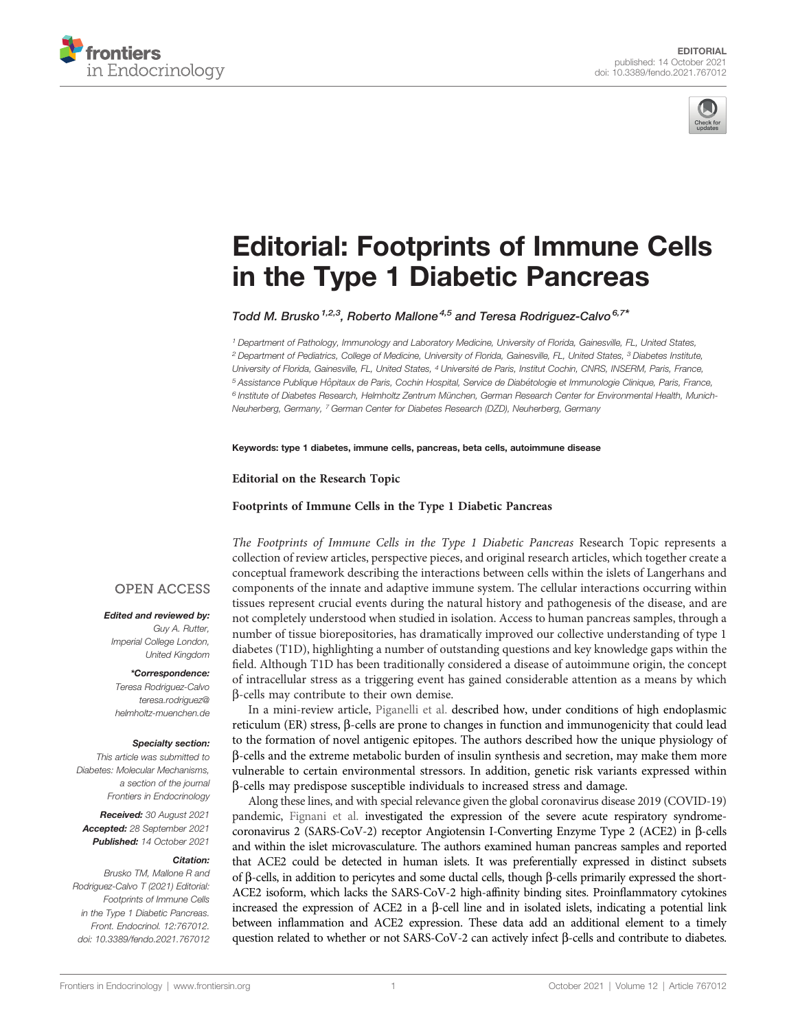EDITORIAL
published: 14 October 2021
doi: 10.3389/fendo.2021.767012

# Editorial: Footprints of Immune Cells in the Type 1 Diabetic Pancreas

Todd M. Brusko[1,2,3], Roberto Mallone[4,5] and Teresa Rodriguez-Calvo[6,7]*

[1] Department of Pathology, Immunology and Laboratory Medicine, University of Florida, Gainesville, FL, United States, [2] Department of Pediatrics, College of Medicine, University of Florida, Gainesville, FL, United States, [3] Diabetes Institute, University of Florida, Gainesville, FL, United States, [4] Université de Paris, Institut Cochin, CNRS, INSERM, Paris, France, [5] Assistance Publique Hôpitaux de Paris, Cochin Hospital, Service de Diabétologie et Immunologie Clinique, Paris, France, [6] Institute of Diabetes Research, Helmholtz Zentrum München, German Research Center for Environmental Health, Munich-Neuherberg, Germany, [7] German Center for Diabetes Research (DZD), Neuherberg, Germany

**Keywords:** type 1 diabetes, immune cells, pancreas, beta cells, autoimmune disease

**Editorial on the Research Topic**

**Footprints of Immune Cells in the Type 1 Diabetic Pancreas**

OPEN ACCESS

***Edited and reviewed by:***
*Guy A. Rutter,*
*Imperial College London,*
*United Kingdom*

***\*Correspondence:***
*Teresa Rodriguez-Calvo*
*teresa.rodriguez@helmholtz-muenchen.de*

***Specialty section:***
*This article was submitted to Diabetes: Molecular Mechanisms, a section of the journal Frontiers in Endocrinology*

***Received:*** *30 August 2021*
***Accepted:*** *28 September 2021*
***Published:*** *14 October 2021*

***Citation:***
*Brusko TM, Mallone R and Rodriguez-Calvo T (2021) Editorial: Footprints of Immune Cells in the Type 1 Diabetic Pancreas. Front. Endocrinol. 12:767012. doi: 10.3389/fendo.2021.767012*

*The Footprints of Immune Cells in the Type 1 Diabetic Pancreas* Research Topic represents a collection of review articles, perspective pieces, and original research articles, which together create a conceptual framework describing the interactions between cells within the islets of Langerhans and components of the innate and adaptive immune system. The cellular interactions occurring within tissues represent crucial events during the natural history and pathogenesis of the disease, and are not completely understood when studied in isolation. Access to human pancreas samples, through a number of tissue biorepositories, has dramatically improved our collective understanding of type 1 diabetes (T1D), highlighting a number of outstanding questions and key knowledge gaps within the field. Although T1D has been traditionally considered a disease of autoimmune origin, the concept of intracellular stress as a triggering event has gained considerable attention as a means by which β-cells may contribute to their own demise.

In a mini-review article, Piganelli et al. described how, under conditions of high endoplasmic reticulum (ER) stress, β-cells are prone to changes in function and immunogenicity that could lead to the formation of novel antigenic epitopes. The authors described how the unique physiology of β-cells and the extreme metabolic burden of insulin synthesis and secretion, may make them more vulnerable to certain environmental stressors. In addition, genetic risk variants expressed within β-cells may predispose susceptible individuals to increased stress and damage.

Along these lines, and with special relevance given the global coronavirus disease 2019 (COVID-19) pandemic, Fignani et al. investigated the expression of the severe acute respiratory syndrome-coronavirus 2 (SARS-CoV-2) receptor Angiotensin I-Converting Enzyme Type 2 (ACE2) in β-cells and within the islet microvasculature. The authors examined human pancreas samples and reported that ACE2 could be detected in human islets. It was preferentially expressed in distinct subsets of β-cells, in addition to pericytes and some ductal cells, though β-cells primarily expressed the short-ACE2 isoform, which lacks the SARS-CoV-2 high-affinity binding sites. Proinflammatory cytokines increased the expression of ACE2 in a β-cell line and in isolated islets, indicating a potential link between inflammation and ACE2 expression. These data add an additional element to a timely question related to whether or not SARS-CoV-2 can actively infect β-cells and contribute to diabetes.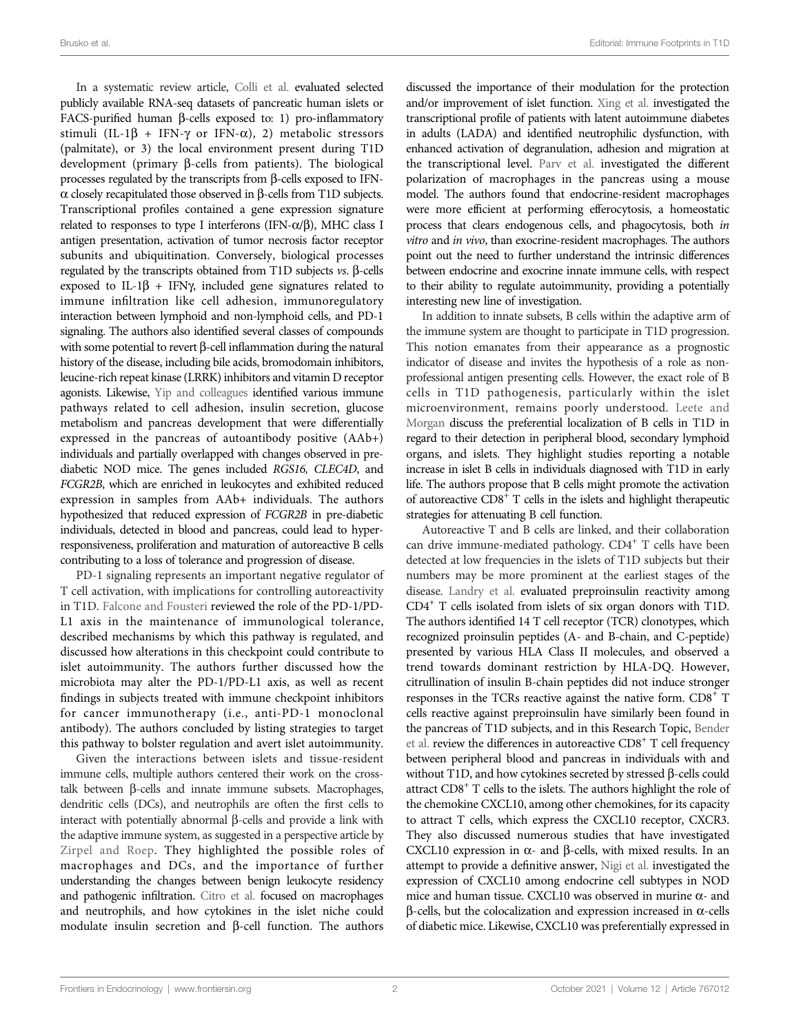In a systematic review article, Colli et al. evaluated selected publicly available RNA-seq datasets of pancreatic human islets or FACS-purified human β-cells exposed to: 1) pro-inflammatory stimuli (IL-1β + IFN-γ or IFN-α), 2) metabolic stressors (palmitate), or 3) the local environment present during T1D development (primary β-cells from patients). The biological processes regulated by the transcripts from β-cells exposed to IFN-α closely recapitulated those observed in β-cells from T1D subjects. Transcriptional profiles contained a gene expression signature related to responses to type I interferons (IFN-α/β), MHC class I antigen presentation, activation of tumor necrosis factor receptor subunits and ubiquitination. Conversely, biological processes regulated by the transcripts obtained from T1D subjects *vs*. β-cells exposed to IL-1β + IFNγ, included gene signatures related to immune infiltration like cell adhesion, immunoregulatory interaction between lymphoid and non-lymphoid cells, and PD-1 signaling. The authors also identified several classes of compounds with some potential to revert β-cell inflammation during the natural history of the disease, including bile acids, bromodomain inhibitors, leucine-rich repeat kinase (LRRK) inhibitors and vitamin D receptor agonists. Likewise, Yip and colleagues identified various immune pathways related to cell adhesion, insulin secretion, glucose metabolism and pancreas development that were differentially expressed in the pancreas of autoantibody positive (AAb+) individuals and partially overlapped with changes observed in pre-diabetic NOD mice. The genes included *RGS16, CLEC4D*, and *FCGR2B*, which are enriched in leukocytes and exhibited reduced expression in samples from AAb+ individuals. The authors hypothesized that reduced expression of *FCGR2B* in pre-diabetic individuals, detected in blood and pancreas, could lead to hyper-responsiveness, proliferation and maturation of autoreactive B cells contributing to a loss of tolerance and progression of disease.

PD-1 signaling represents an important negative regulator of T cell activation, with implications for controlling autoreactivity in T1D. Falcone and Fousteri reviewed the role of the PD-1/PD-L1 axis in the maintenance of immunological tolerance, described mechanisms by which this pathway is regulated, and discussed how alterations in this checkpoint could contribute to islet autoimmunity. The authors further discussed how the microbiota may alter the PD-1/PD-L1 axis, as well as recent findings in subjects treated with immune checkpoint inhibitors for cancer immunotherapy (i.e., anti-PD-1 monoclonal antibody). The authors concluded by listing strategies to target this pathway to bolster regulation and avert islet autoimmunity.

Given the interactions between islets and tissue-resident immune cells, multiple authors centered their work on the cross-talk between β-cells and innate immune subsets. Macrophages, dendritic cells (DCs), and neutrophils are often the first cells to interact with potentially abnormal β-cells and provide a link with the adaptive immune system, as suggested in a perspective article by Zirpel and Roep. They highlighted the possible roles of macrophages and DCs, and the importance of further understanding the changes between benign leukocyte residency and pathogenic infiltration. Citro et al. focused on macrophages and neutrophils, and how cytokines in the islet niche could modulate insulin secretion and β-cell function. The authors discussed the importance of their modulation for the protection and/or improvement of islet function. Xing et al. investigated the transcriptional profile of patients with latent autoimmune diabetes in adults (LADA) and identified neutrophilic dysfunction, with enhanced activation of degranulation, adhesion and migration at the transcriptional level. Parv et al. investigated the different polarization of macrophages in the pancreas using a mouse model. The authors found that endocrine-resident macrophages were more efficient at performing efferocytosis, a homeostatic process that clears endogenous cells, and phagocytosis, both *in vitro* and *in vivo*, than exocrine-resident macrophages. The authors point out the need to further understand the intrinsic differences between endocrine and exocrine innate immune cells, with respect to their ability to regulate autoimmunity, providing a potentially interesting new line of investigation.

In addition to innate subsets, B cells within the adaptive arm of the immune system are thought to participate in T1D progression. This notion emanates from their appearance as a prognostic indicator of disease and invites the hypothesis of a role as non-professional antigen presenting cells. However, the exact role of B cells in T1D pathogenesis, particularly within the islet microenvironment, remains poorly understood. Leete and Morgan discuss the preferential localization of B cells in T1D in regard to their detection in peripheral blood, secondary lymphoid organs, and islets. They highlight studies reporting a notable increase in islet B cells in individuals diagnosed with T1D in early life. The authors propose that B cells might promote the activation of autoreactive $CD8^+$ T cells in the islets and highlight therapeutic strategies for attenuating B cell function.

Autoreactive T and B cells are linked, and their collaboration can drive immune-mediated pathology. $CD4^+$ T cells have been detected at low frequencies in the islets of T1D subjects but their numbers may be more prominent at the earliest stages of the disease. Landry et al. evaluated preproinsulin reactivity among $CD4^+$ T cells isolated from islets of six organ donors with T1D. The authors identified 14 T cell receptor (TCR) clonotypes, which recognized proinsulin peptides (A- and B-chain, and C-peptide) presented by various HLA Class II molecules, and observed a trend towards dominant restriction by HLA-DQ. However, citrullination of insulin B-chain peptides did not induce stronger responses in the TCRs reactive against the native form. $CD8^+$ T cells reactive against preproinsulin have similarly been found in the pancreas of T1D subjects, and in this Research Topic, Bender et al. review the differences in autoreactive $CD8^+$ T cell frequency between peripheral blood and pancreas in individuals with and without T1D, and how cytokines secreted by stressed β-cells could attract $CD8^+$ T cells to the islets. The authors highlight the role of the chemokine CXCL10, among other chemokines, for its capacity to attract T cells, which express the CXCL10 receptor, CXCR3. They also discussed numerous studies that have investigated CXCL10 expression in α- and β-cells, with mixed results. In an attempt to provide a definitive answer, Nigi et al. investigated the expression of CXCL10 among endocrine cell subtypes in NOD mice and human tissue. CXCL10 was observed in murine α- and β-cells, but the colocalization and expression increased in α-cells of diabetic mice. Likewise, CXCL10 was preferentially expressed in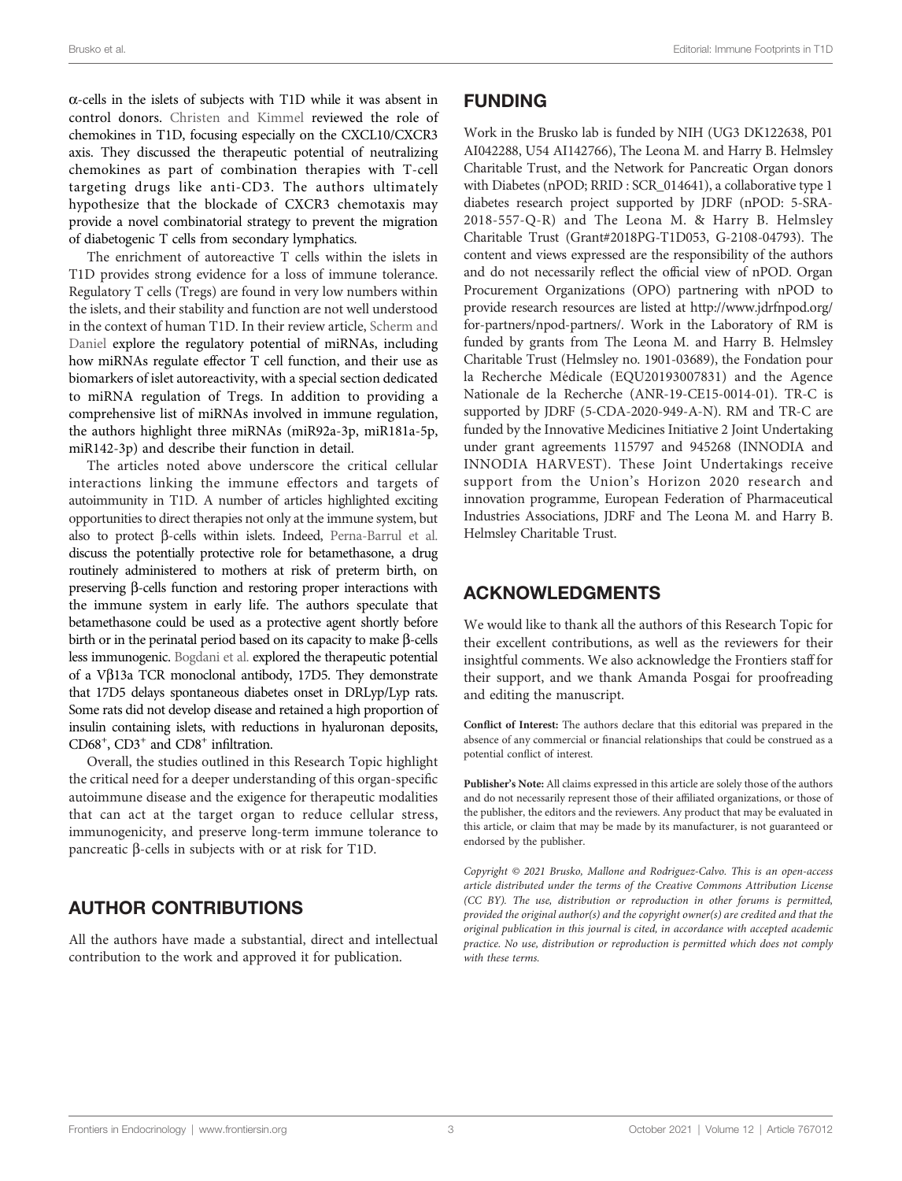α-cells in the islets of subjects with T1D while it was absent in control donors. Christen and Kimmel reviewed the role of chemokines in T1D, focusing especially on the CXCL10/CXCR3 axis. They discussed the therapeutic potential of neutralizing chemokines as part of combination therapies with T-cell targeting drugs like anti-CD3. The authors ultimately hypothesize that the blockade of CXCR3 chemotaxis may provide a novel combinatorial strategy to prevent the migration of diabetogenic T cells from secondary lymphatics.

The enrichment of autoreactive T cells within the islets in T1D provides strong evidence for a loss of immune tolerance. Regulatory T cells (Tregs) are found in very low numbers within the islets, and their stability and function are not well understood in the context of human T1D. In their review article, Scherm and Daniel explore the regulatory potential of miRNAs, including how miRNAs regulate effector T cell function, and their use as biomarkers of islet autoreactivity, with a special section dedicated to miRNA regulation of Tregs. In addition to providing a comprehensive list of miRNAs involved in immune regulation, the authors highlight three miRNAs (miR92a-3p, miR181a-5p, miR142-3p) and describe their function in detail.

The articles noted above underscore the critical cellular interactions linking the immune effectors and targets of autoimmunity in T1D. A number of articles highlighted exciting opportunities to direct therapies not only at the immune system, but also to protect β-cells within islets. Indeed, Perna-Barrul et al. discuss the potentially protective role for betamethasone, a drug routinely administered to mothers at risk of preterm birth, on preserving β-cells function and restoring proper interactions with the immune system in early life. The authors speculate that betamethasone could be used as a protective agent shortly before birth or in the perinatal period based on its capacity to make β-cells less immunogenic. Bogdani et al. explored the therapeutic potential of a Vβ13a TCR monoclonal antibody, 17D5. They demonstrate that 17D5 delays spontaneous diabetes onset in DRLyp/Lyp rats. Some rats did not develop disease and retained a high proportion of insulin containing islets, with reductions in hyaluronan deposits, $CD68^+$, $CD3^+$ and $CD8^+$ infiltration.

Overall, the studies outlined in this Research Topic highlight the critical need for a deeper understanding of this organ-specific autoimmune disease and the exigence for therapeutic modalities that can act at the target organ to reduce cellular stress, immunogenicity, and preserve long-term immune tolerance to pancreatic β-cells in subjects with or at risk for T1D.

## AUTHOR CONTRIBUTIONS

All the authors have made a substantial, direct and intellectual contribution to the work and approved it for publication.

## FUNDING

Work in the Brusko lab is funded by NIH (UG3 DK122638, P01 AI042288, U54 AI142766), The Leona M. and Harry B. Helmsley Charitable Trust, and the Network for Pancreatic Organ donors with Diabetes (nPOD; RRID : SCR_014641), a collaborative type 1 diabetes research project supported by JDRF (nPOD: 5-SRA-2018-557-Q-R) and The Leona M. & Harry B. Helmsley Charitable Trust (Grant#2018PG-T1D053, G-2108-04793). The content and views expressed are the responsibility of the authors and do not necessarily reflect the official view of nPOD. Organ Procurement Organizations (OPO) partnering with nPOD to provide research resources are listed at http://www.jdrfnpod.org/for-partners/npod-partners/. Work in the Laboratory of RM is funded by grants from The Leona M. and Harry B. Helmsley Charitable Trust (Helmsley no. 1901-03689), the Fondation pour la Recherche Médicale (EQU20193007831) and the Agence Nationale de la Recherche (ANR-19-CE15-0014-01). TR-C is supported by JDRF (5-CDA-2020-949-A-N). RM and TR-C are funded by the Innovative Medicines Initiative 2 Joint Undertaking under grant agreements 115797 and 945268 (INNODIA and INNODIA HARVEST). These Joint Undertakings receive support from the Union's Horizon 2020 research and innovation programme, European Federation of Pharmaceutical Industries Associations, JDRF and The Leona M. and Harry B. Helmsley Charitable Trust.

## ACKNOWLEDGMENTS

We would like to thank all the authors of this Research Topic for their excellent contributions, as well as the reviewers for their insightful comments. We also acknowledge the Frontiers staff for their support, and we thank Amanda Posgai for proofreading and editing the manuscript.

**Conflict of Interest:** The authors declare that this editorial was prepared in the absence of any commercial or financial relationships that could be construed as a potential conflict of interest.

**Publisher's Note:** All claims expressed in this article are solely those of the authors and do not necessarily represent those of their affiliated organizations, or those of the publisher, the editors and the reviewers. Any product that may be evaluated in this article, or claim that may be made by its manufacturer, is not guaranteed or endorsed by the publisher.

*Copyright © 2021 Brusko, Mallone and Rodriguez-Calvo. This is an open-access article distributed under the terms of the Creative Commons Attribution License (CC BY). The use, distribution or reproduction in other forums is permitted, provided the original author(s) and the copyright owner(s) are credited and that the original publication in this journal is cited, in accordance with accepted academic practice. No use, distribution or reproduction is permitted which does not comply with these terms.*